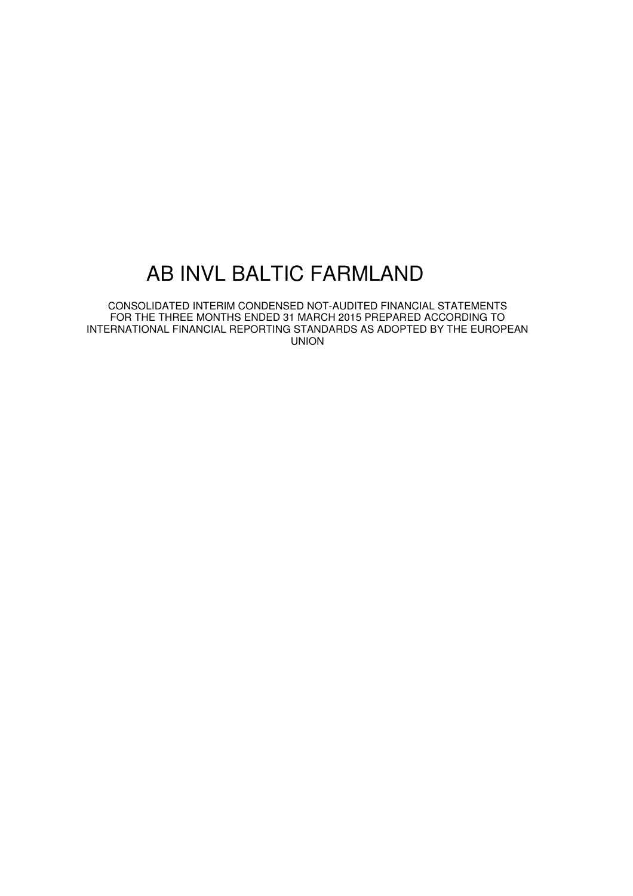# AB INVL BALTIC FARMLAND

CONSOLIDATED INTERIM CONDENSED NOT-AUDITED FINANCIAL STATEMENTS FOR THE THREE MONTHS ENDED 31 MARCH 2015 PREPARED ACCORDING TO INTERNATIONAL FINANCIAL REPORTING STANDARDS AS ADOPTED BY THE EUROPEAN UNION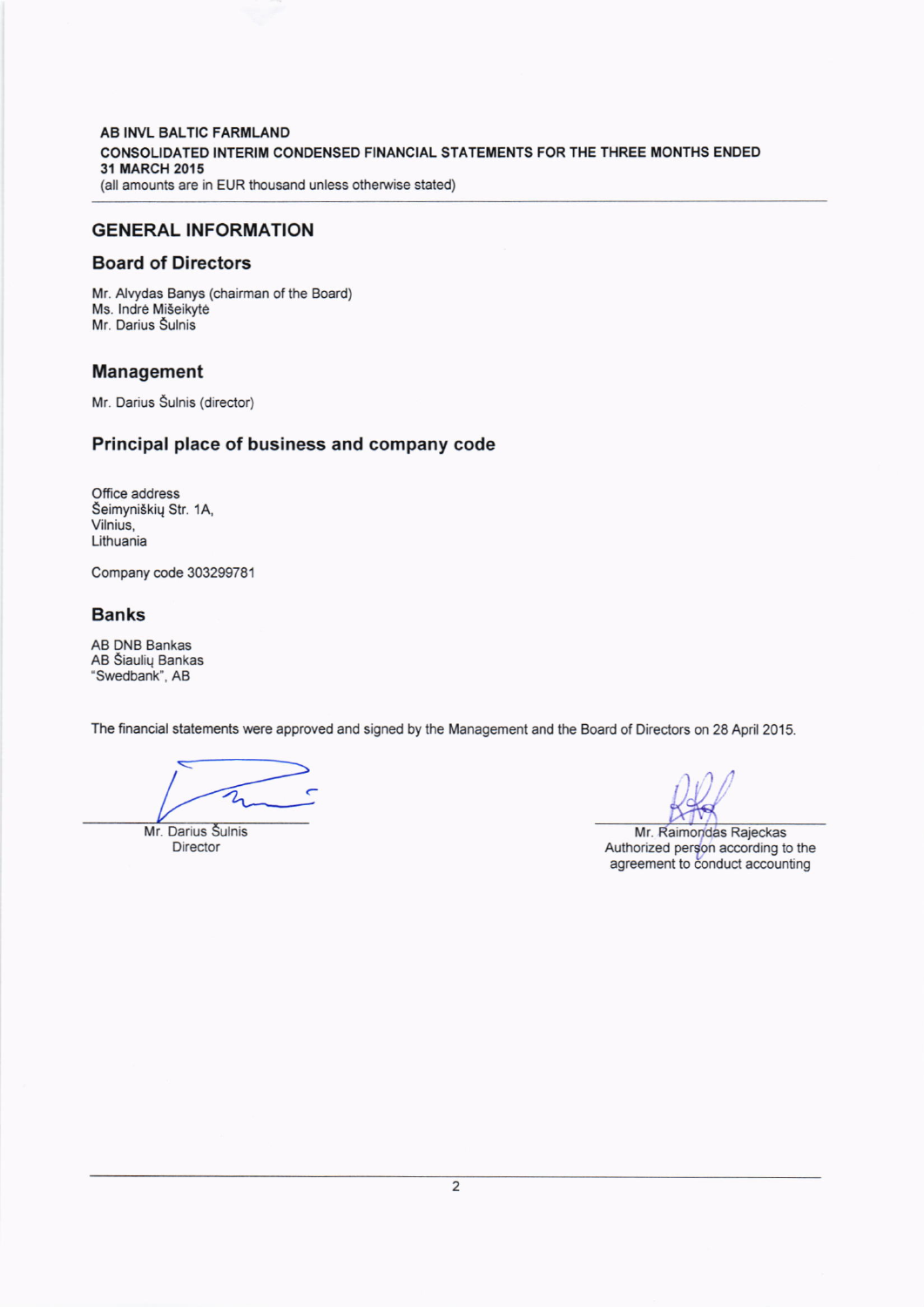# GENERAL INFORMATION

## Board of Directors

Mr. Alvydas Banys (chairman of the Board)
Ms. Indrė Mišeikytė
Mr. Darius Šulnis

## Management

Mr. Darius Šulnis (director)

## Principal place of business and company code

Office address
Šeimyniškių Str. 1A,
Vilnius,
Lithuania

Company code 303299781

## Banks

AB DNB Bankas
AB Šiaulių Bankas
"Swedbank", AB

The financial statements were approved and signed by the Management and the Board of Directors on 28 April 2015.

Mr. Darius Šulnis
Director

Mr. Raimondas Rajeckas
Authorized person according to the agreement to conduct accounting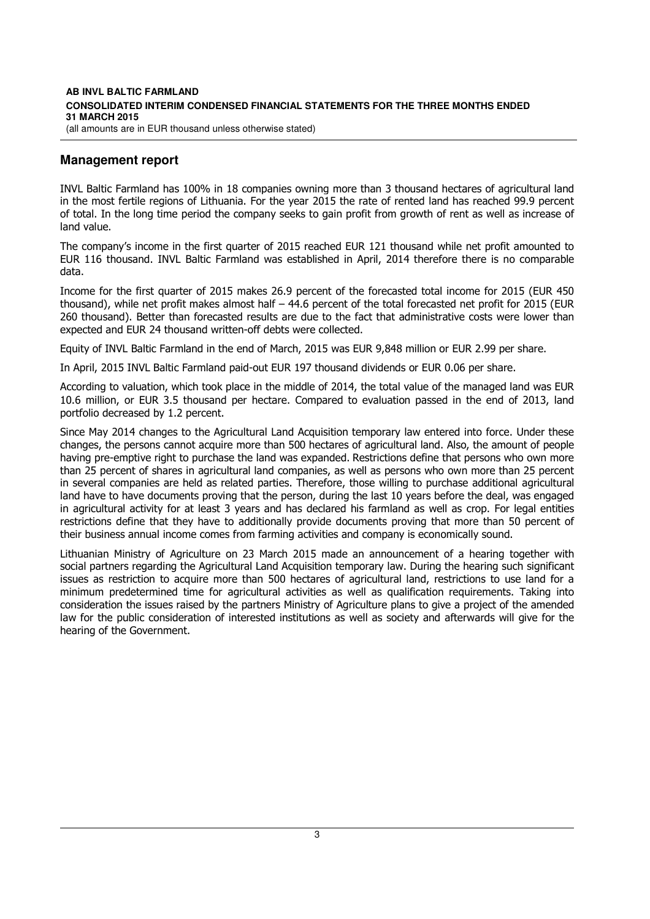## Management report

INVL Baltic Farmland has 100% in 18 companies owning more than 3 thousand hectares of agricultural land in the most fertile regions of Lithuania. For the year 2015 the rate of rented land has reached 99.9 percent of total. In the long time period the company seeks to gain profit from growth of rent as well as increase of land value.

The company's income in the first quarter of 2015 reached EUR 121 thousand while net profit amounted to EUR 116 thousand. INVL Baltic Farmland was established in April, 2014 therefore there is no comparable data.

Income for the first quarter of 2015 makes 26.9 percent of the forecasted total income for 2015 (EUR 450 thousand), while net profit makes almost half – 44.6 percent of the total forecasted net profit for 2015 (EUR 260 thousand). Better than forecasted results are due to the fact that administrative costs were lower than expected and EUR 24 thousand written-off debts were collected.

Equity of INVL Baltic Farmland in the end of March, 2015 was EUR 9,848 million or EUR 2.99 per share.

In April, 2015 INVL Baltic Farmland paid-out EUR 197 thousand dividends or EUR 0.06 per share.

According to valuation, which took place in the middle of 2014, the total value of the managed land was EUR 10.6 million, or EUR 3.5 thousand per hectare. Compared to evaluation passed in the end of 2013, land portfolio decreased by 1.2 percent.

Since May 2014 changes to the Agricultural Land Acquisition temporary law entered into force. Under these changes, the persons cannot acquire more than 500 hectares of agricultural land. Also, the amount of people having pre-emptive right to purchase the land was expanded. Restrictions define that persons who own more than 25 percent of shares in agricultural land companies, as well as persons who own more than 25 percent in several companies are held as related parties. Therefore, those willing to purchase additional agricultural land have to have documents proving that the person, during the last 10 years before the deal, was engaged in agricultural activity for at least 3 years and has declared his farmland as well as crop. For legal entities restrictions define that they have to additionally provide documents proving that more than 50 percent of their business annual income comes from farming activities and company is economically sound.

Lithuanian Ministry of Agriculture on 23 March 2015 made an announcement of a hearing together with social partners regarding the Agricultural Land Acquisition temporary law. During the hearing such significant issues as restriction to acquire more than 500 hectares of agricultural land, restrictions to use land for a minimum predetermined time for agricultural activities as well as qualification requirements. Taking into consideration the issues raised by the partners Ministry of Agriculture plans to give a project of the amended law for the public consideration of interested institutions as well as society and afterwards will give for the hearing of the Government.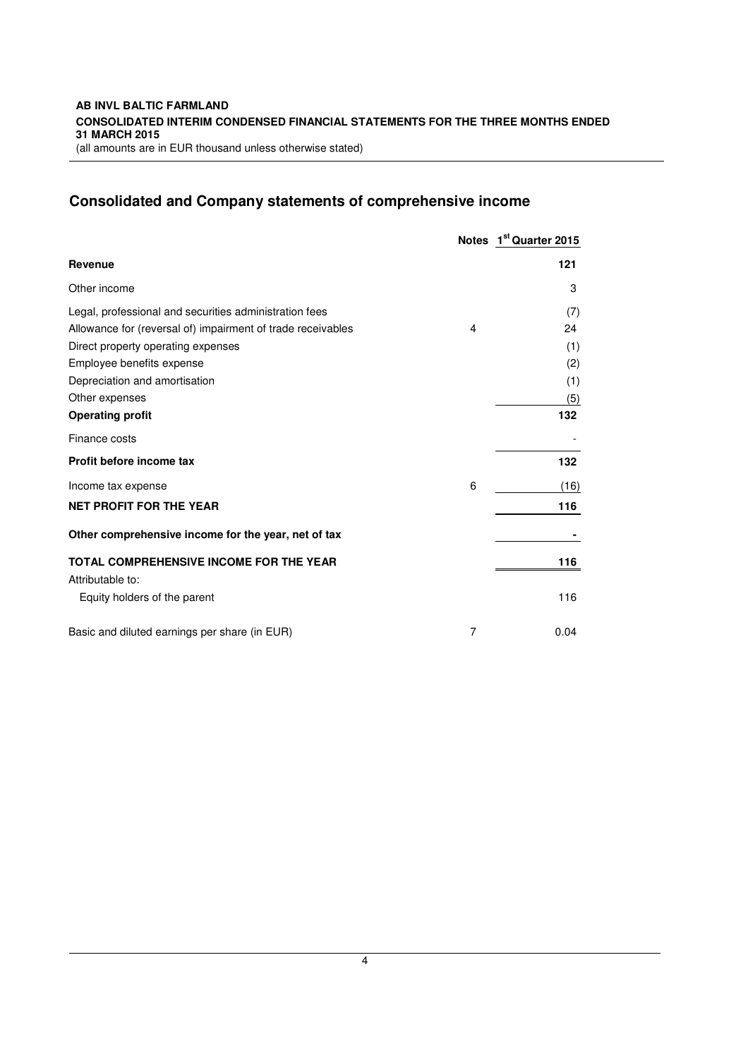## Consolidated and Company statements of comprehensive income

| | Notes | 1st Quarter 2015 |
|---|---|---|
| **Revenue** | | **121** |
| Other income | | 3 |
| Legal, professional and securities administration fees | | (7) |
| Allowance for (reversal of) impairment of trade receivables | 4 | 24 |
| Direct property operating expenses | | (1) |
| Employee benefits expense | | (2) |
| Depreciation and amortisation | | (1) |
| Other expenses | | (5) |
| **Operating profit** | | **132** |
| Finance costs | | - |
| **Profit before income tax** | | **132** |
| Income tax expense | 6 | (16) |
| **NET PROFIT FOR THE YEAR** | | **116** |
| **Other comprehensive income for the year, net of tax** | | **-** |
| **TOTAL COMPREHENSIVE INCOME FOR THE YEAR** | | **116** |
| Attributable to: | | |
| Equity holders of the parent | | 116 |
| Basic and diluted earnings per share (in EUR) | 7 | 0.04 |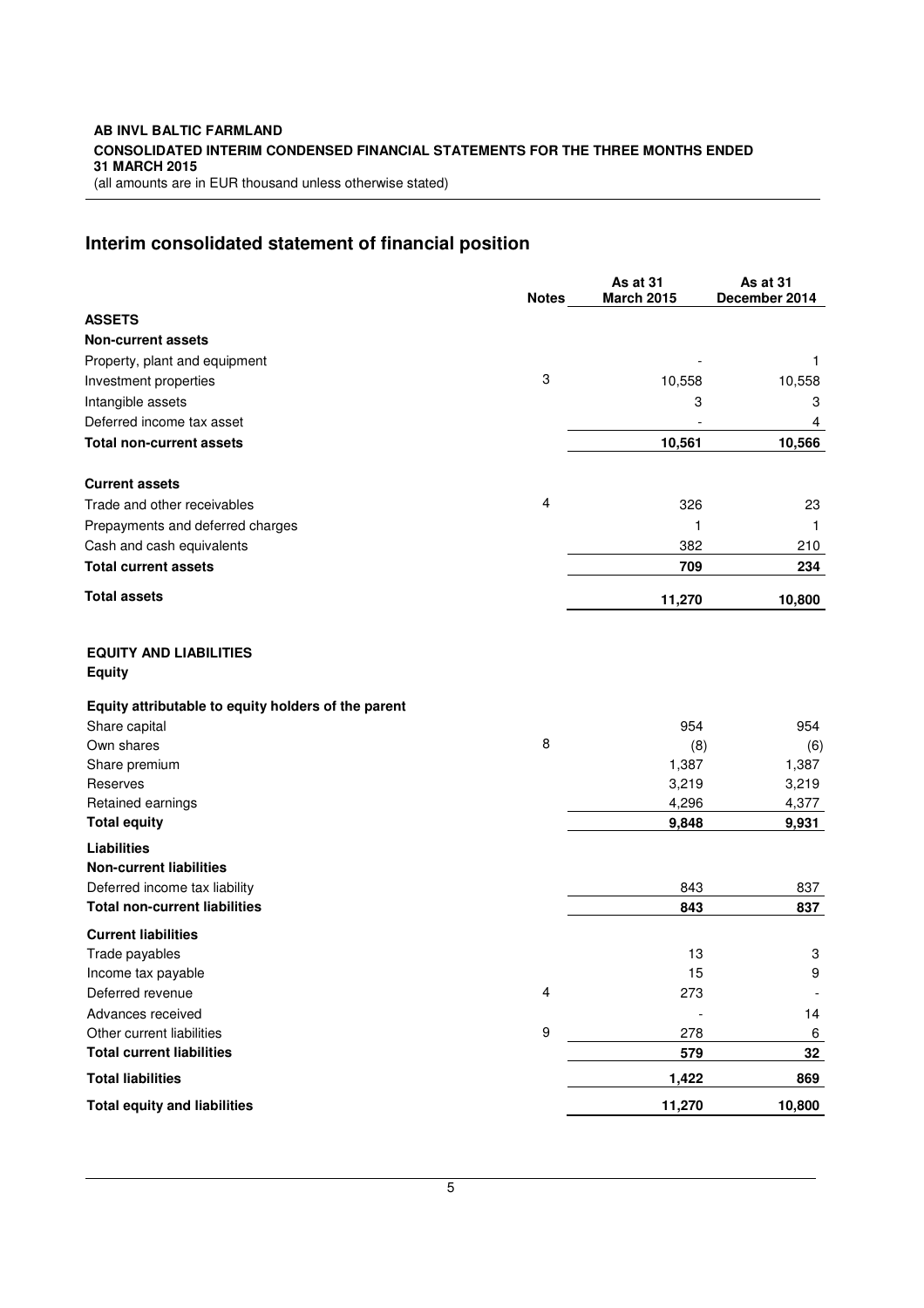## Interim consolidated statement of financial position

| | Notes | As at 31 March 2015 | As at 31 December 2014 |
|---|---|---|---|
| **ASSETS** | | | |
| **Non-current assets** | | | |
| Property, plant and equipment | | - | 1 |
| Investment properties | 3 | 10,558 | 10,558 |
| Intangible assets | | 3 | 3 |
| Deferred income tax asset | | - | 4 |
| **Total non-current assets** | | **10,561** | **10,566** |
| **Current assets** | | | |
| Trade and other receivables | 4 | 326 | 23 |
| Prepayments and deferred charges | | 1 | 1 |
| Cash and cash equivalents | | 382 | 210 |
| **Total current assets** | | **709** | **234** |
| **Total assets** | | **11,270** | **10,800** |
| **EQUITY AND LIABILITIES** | | | |
| **Equity** | | | |
| **Equity attributable to equity holders of the parent** | | | |
| Share capital | | 954 | 954 |
| Own shares | 8 | (8) | (6) |
| Share premium | | 1,387 | 1,387 |
| Reserves | | 3,219 | 3,219 |
| Retained earnings | | 4,296 | 4,377 |
| **Total equity** | | **9,848** | **9,931** |
| **Liabilities** | | | |
| **Non-current liabilities** | | | |
| Deferred income tax liability | | 843 | 837 |
| **Total non-current liabilities** | | **843** | **837** |
| **Current liabilities** | | | |
| Trade payables | | 13 | 3 |
| Income tax payable | | 15 | 9 |
| Deferred revenue | 4 | 273 | - |
| Advances received | | - | 14 |
| Other current liabilities | 9 | 278 | 6 |
| **Total current liabilities** | | **579** | **32** |
| **Total liabilities** | | **1,422** | **869** |
| **Total equity and liabilities** | | **11,270** | **10,800** |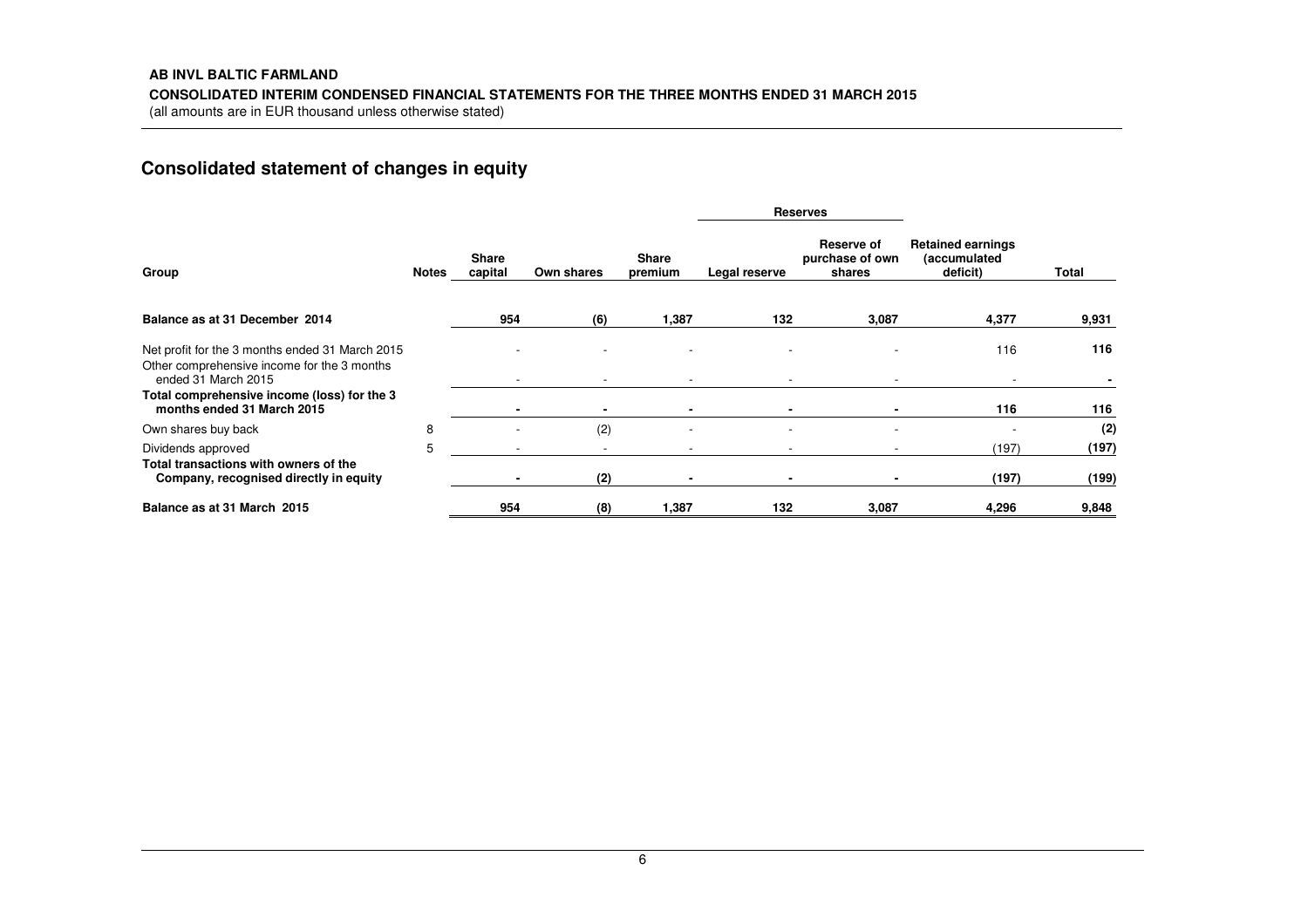AB INVL BALTIC FARMLAND

CONSOLIDATED INTERIM CONDENSED FINANCIAL STATEMENTS FOR THE THREE MONTHS ENDED 31 MARCH 2015

(all amounts are in EUR thousand unless otherwise stated)

## Consolidated statement of changes in equity

| | | | | | Reserves | | | |
|---|---|---|---|---|---|---|---|---|
| **Group** | **Notes** | **Share capital** | **Own shares** | **Share premium** | **Legal reserve** | **Reserve of purchase of own shares** | **Retained earnings (accumulated deficit)** | **Total** |
| **Balance as at 31 December 2014** | | **954** | **(6)** | **1,387** | **132** | **3,087** | **4,377** | **9,931** |
| Net profit for the 3 months ended 31 March 2015 | | - | - | - | - | - | 116 | **116** |
| Other comprehensive income for the 3 months ended 31 March 2015 | | - | - | - | - | - | - | **-** |
| **Total comprehensive income (loss) for the 3 months ended 31 March 2015** | | **-** | **-** | **-** | **-** | **-** | **116** | **116** |
| Own shares buy back | 8 | - | (2) | - | - | - | - | **(2)** |
| Dividends approved | 5 | - | - | - | - | - | (197) | **(197)** |
| **Total transactions with owners of the Company, recognised directly in equity** | | **-** | **(2)** | **-** | **-** | **-** | **(197)** | **(199)** |
| **Balance as at 31 March 2015** | | **954** | **(8)** | **1,387** | **132** | **3,087** | **4,296** | **9,848** |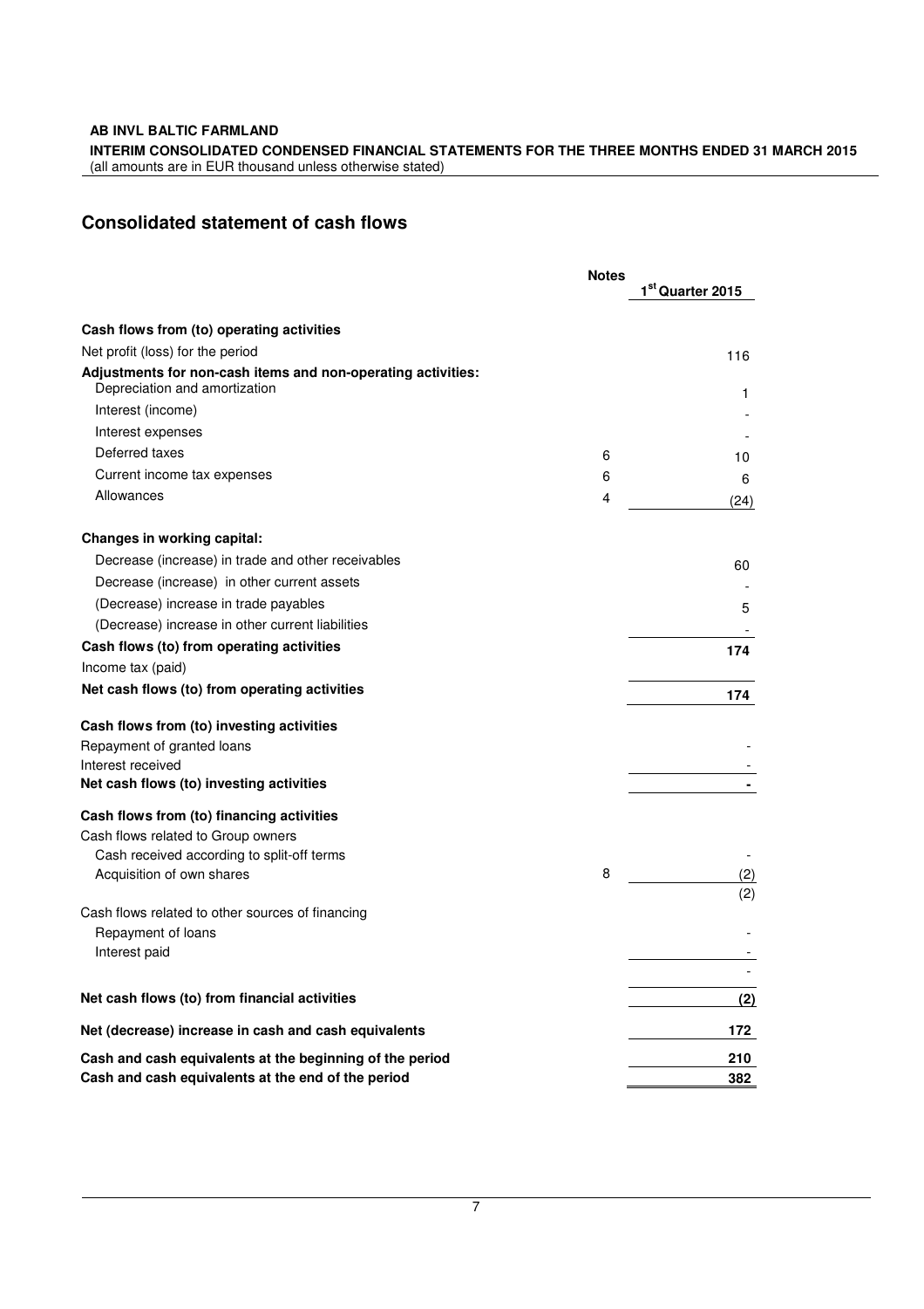**AB INVL BALTIC FARMLAND**

**INTERIM CONSOLIDATED CONDENSED FINANCIAL STATEMENTS FOR THE THREE MONTHS ENDED 31 MARCH 2015**
(all amounts are in EUR thousand unless otherwise stated)

## Consolidated statement of cash flows

| | Notes | 1st Quarter 2015 |
|---|---|---|
| **Cash flows from (to) operating activities** | | |
| Net profit (loss) for the period | | 116 |
| **Adjustments for non-cash items and non-operating activities:** | | |
| Depreciation and amortization | | 1 |
| Interest (income) | | - |
| Interest expenses | | - |
| Deferred taxes | 6 | 10 |
| Current income tax expenses | 6 | 6 |
| Allowances | 4 | (24) |
| **Changes in working capital:** | | |
| Decrease (increase) in trade and other receivables | | 60 |
| Decrease (increase) in other current assets | | - |
| (Decrease) increase in trade payables | | 5 |
| (Decrease) increase in other current liabilities | | - |
| **Cash flows (to) from operating activities** | | **174** |
| Income tax (paid) | | |
| **Net cash flows (to) from operating activities** | | **174** |
| **Cash flows from (to) investing activities** | | |
| Repayment of granted loans | | - |
| Interest received | | - |
| **Net cash flows (to) investing activities** | | **-** |
| **Cash flows from (to) financing activities** | | |
| Cash flows related to Group owners | | |
| Cash received according to split-off terms | | - |
| Acquisition of own shares | 8 | (2) |
| | | (2) |
| Cash flows related to other sources of financing | | |
| Repayment of loans | | - |
| Interest paid | | - |
| | | - |
| **Net cash flows (to) from financial activities** | | **(2)** |
| **Net (decrease) increase in cash and cash equivalents** | | **172** |
| **Cash and cash equivalents at the beginning of the period** | | **210** |
| **Cash and cash equivalents at the end of the period** | | **382** |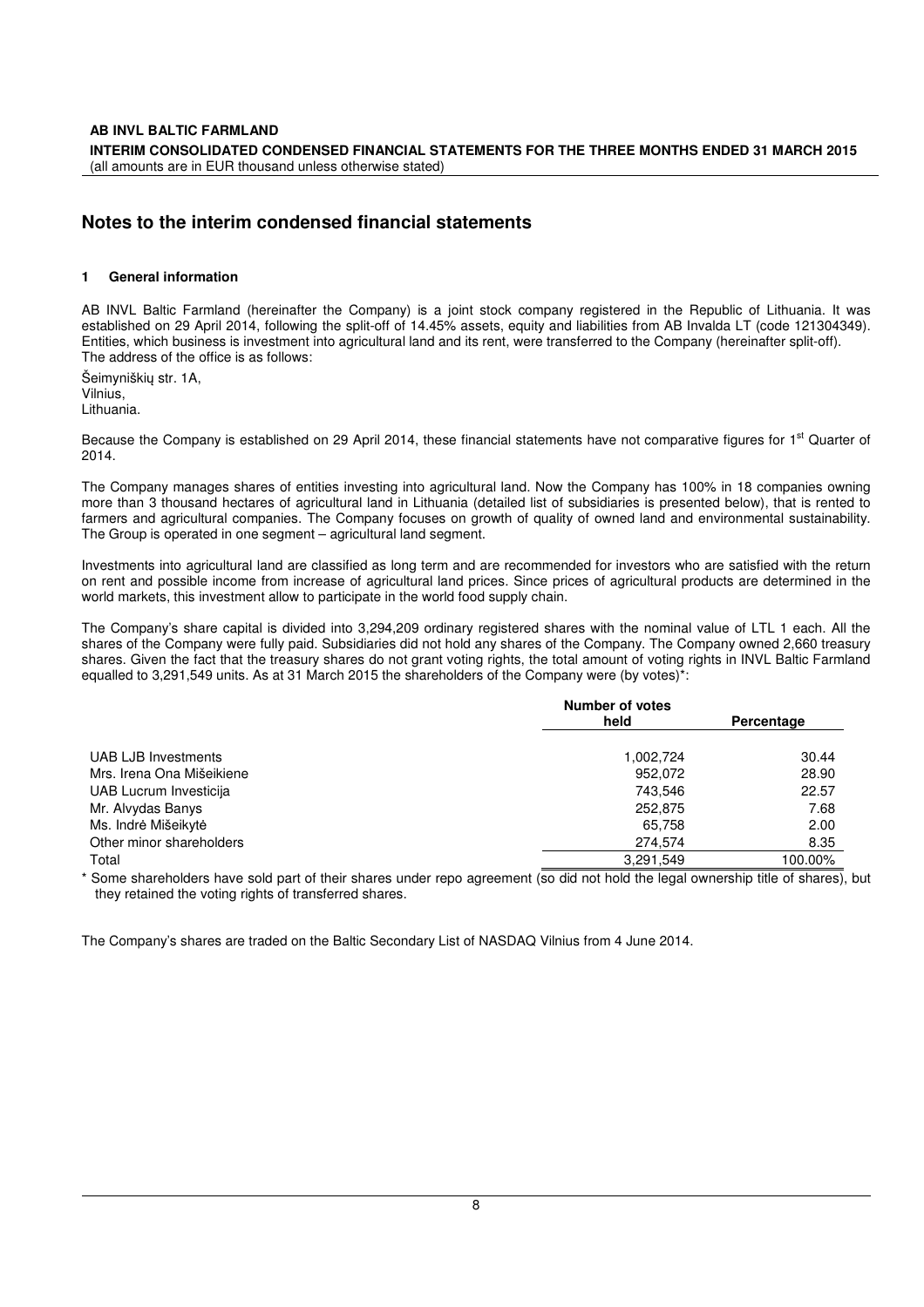## Notes to the interim condensed financial statements

### 1 General information

AB INVL Baltic Farmland (hereinafter the Company) is a joint stock company registered in the Republic of Lithuania. It was established on 29 April 2014, following the split-off of 14.45% assets, equity and liabilities from AB Invalda LT (code 121304349). Entities, which business is investment into agricultural land and its rent, were transferred to the Company (hereinafter split-off). The address of the office is as follows:

Šeimyniškių str. 1A,
Vilnius,
Lithuania.

Because the Company is established on 29 April 2014, these financial statements have not comparative figures for 1st Quarter of 2014.

The Company manages shares of entities investing into agricultural land. Now the Company has 100% in 18 companies owning more than 3 thousand hectares of agricultural land in Lithuania (detailed list of subsidiaries is presented below), that is rented to farmers and agricultural companies. The Company focuses on growth of quality of owned land and environmental sustainability. The Group is operated in one segment – agricultural land segment.

Investments into agricultural land are classified as long term and are recommended for investors who are satisfied with the return on rent and possible income from increase of agricultural land prices. Since prices of agricultural products are determined in the world markets, this investment allow to participate in the world food supply chain.

The Company's share capital is divided into 3,294,209 ordinary registered shares with the nominal value of LTL 1 each. All the shares of the Company were fully paid. Subsidiaries did not hold any shares of the Company. The Company owned 2,660 treasury shares. Given the fact that the treasury shares do not grant voting rights, the total amount of voting rights in INVL Baltic Farmland equalled to 3,291,549 units. As at 31 March 2015 the shareholders of the Company were (by votes)*:

| | Number of votes held | Percentage |
|---|---|---|
| UAB LJB Investments | 1,002,724 | 30.44 |
| Mrs. Irena Ona Mišeikiene | 952,072 | 28.90 |
| UAB Lucrum Investicija | 743,546 | 22.57 |
| Mr. Alvydas Banys | 252,875 | 7.68 |
| Ms. Indrė Mišeikytė | 65,758 | 2.00 |
| Other minor shareholders | 274,574 | 8.35 |
| Total | 3,291,549 | 100.00% |

\* Some shareholders have sold part of their shares under repo agreement (so did not hold the legal ownership title of shares), but they retained the voting rights of transferred shares.

The Company's shares are traded on the Baltic Secondary List of NASDAQ Vilnius from 4 June 2014.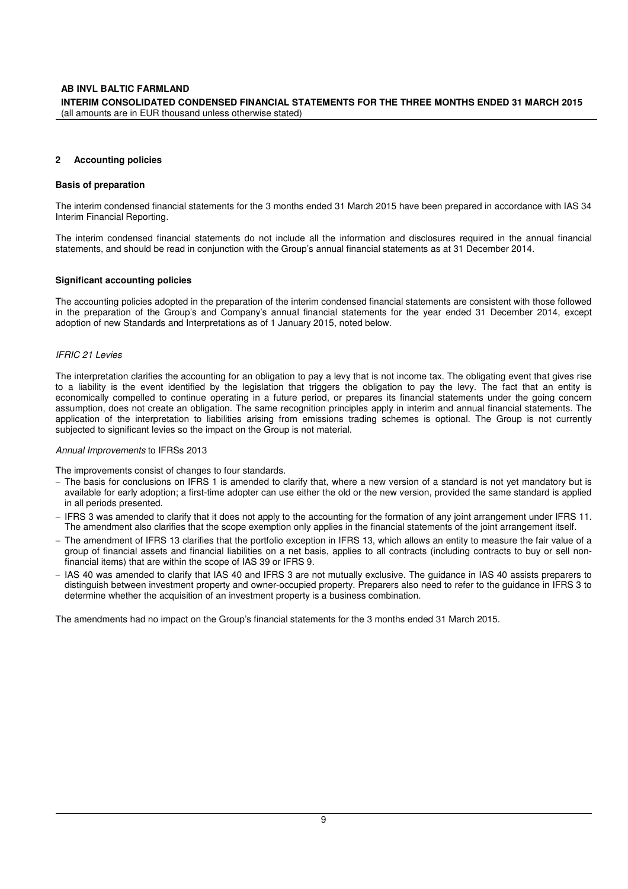## 2 Accounting policies

### Basis of preparation

The interim condensed financial statements for the 3 months ended 31 March 2015 have been prepared in accordance with IAS 34 Interim Financial Reporting.

The interim condensed financial statements do not include all the information and disclosures required in the annual financial statements, and should be read in conjunction with the Group's annual financial statements as at 31 December 2014.

### Significant accounting policies

The accounting policies adopted in the preparation of the interim condensed financial statements are consistent with those followed in the preparation of the Group's and Company's annual financial statements for the year ended 31 December 2014, except adoption of new Standards and Interpretations as of 1 January 2015, noted below.

*IFRIC 21 Levies*

The interpretation clarifies the accounting for an obligation to pay a levy that is not income tax. The obligating event that gives rise to a liability is the event identified by the legislation that triggers the obligation to pay the levy. The fact that an entity is economically compelled to continue operating in a future period, or prepares its financial statements under the going concern assumption, does not create an obligation. The same recognition principles apply in interim and annual financial statements. The application of the interpretation to liabilities arising from emissions trading schemes is optional. The Group is not currently subjected to significant levies so the impact on the Group is not material.

*Annual Improvements* to IFRSs 2013

The improvements consist of changes to four standards.

- The basis for conclusions on IFRS 1 is amended to clarify that, where a new version of a standard is not yet mandatory but is available for early adoption; a first-time adopter can use either the old or the new version, provided the same standard is applied in all periods presented.
- IFRS 3 was amended to clarify that it does not apply to the accounting for the formation of any joint arrangement under IFRS 11. The amendment also clarifies that the scope exemption only applies in the financial statements of the joint arrangement itself.
- The amendment of IFRS 13 clarifies that the portfolio exception in IFRS 13, which allows an entity to measure the fair value of a group of financial assets and financial liabilities on a net basis, applies to all contracts (including contracts to buy or sell non-financial items) that are within the scope of IAS 39 or IFRS 9.
- IAS 40 was amended to clarify that IAS 40 and IFRS 3 are not mutually exclusive. The guidance in IAS 40 assists preparers to distinguish between investment property and owner-occupied property. Preparers also need to refer to the guidance in IFRS 3 to determine whether the acquisition of an investment property is a business combination.

The amendments had no impact on the Group's financial statements for the 3 months ended 31 March 2015.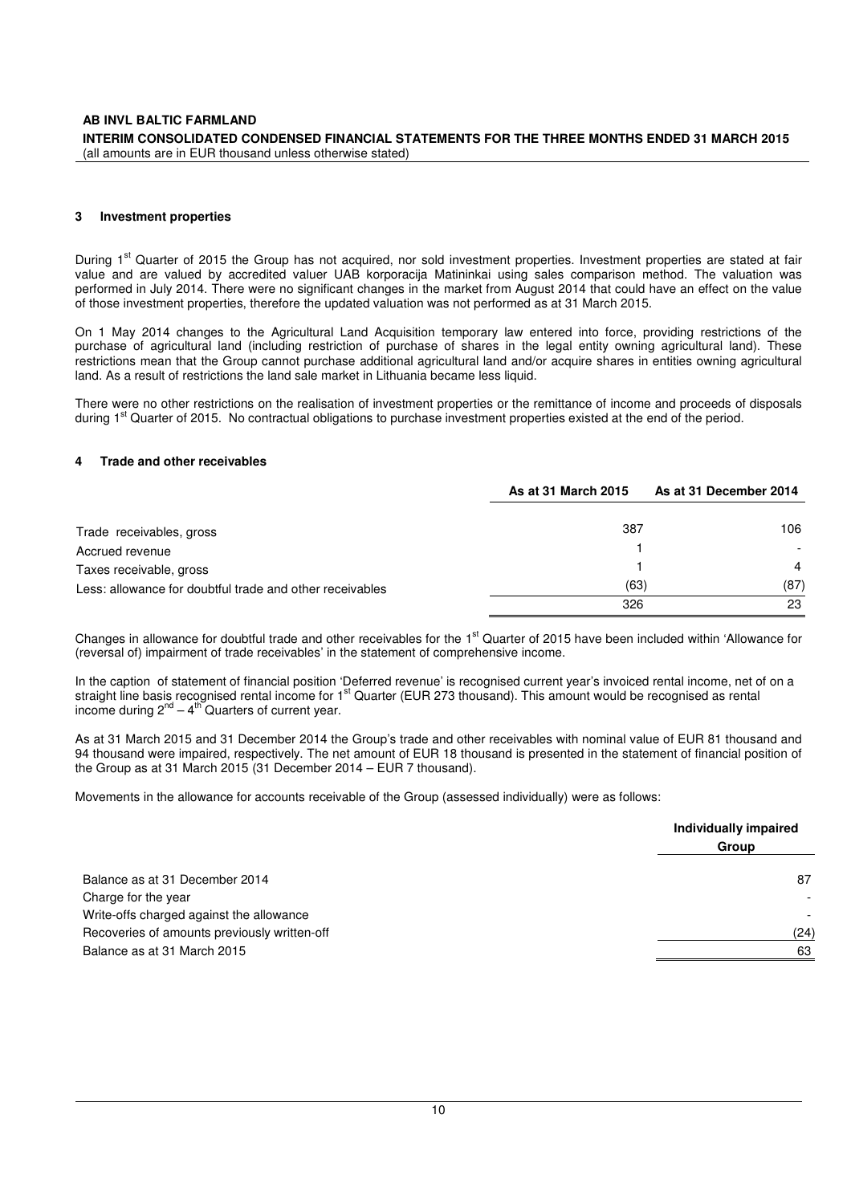## 3 Investment properties

During 1st Quarter of 2015 the Group has not acquired, nor sold investment properties. Investment properties are stated at fair value and are valued by accredited valuer UAB korporacija Matininkai using sales comparison method. The valuation was performed in July 2014. There were no significant changes in the market from August 2014 that could have an effect on the value of those investment properties, therefore the updated valuation was not performed as at 31 March 2015.

On 1 May 2014 changes to the Agricultural Land Acquisition temporary law entered into force, providing restrictions of the purchase of agricultural land (including restriction of purchase of shares in the legal entity owning agricultural land). These restrictions mean that the Group cannot purchase additional agricultural land and/or acquire shares in entities owning agricultural land. As a result of restrictions the land sale market in Lithuania became less liquid.

There were no other restrictions on the realisation of investment properties or the remittance of income and proceeds of disposals during 1st Quarter of 2015. No contractual obligations to purchase investment properties existed at the end of the period.

## 4 Trade and other receivables

| | As at 31 March 2015 | As at 31 December 2014 |
|---|---|---|
| Trade receivables, gross | 387 | 106 |
| Accrued revenue | 1 | - |
| Taxes receivable, gross | 1 | 4 |
| Less: allowance for doubtful trade and other receivables | (63) | (87) |
| | 326 | 23 |

Changes in allowance for doubtful trade and other receivables for the 1st Quarter of 2015 have been included within 'Allowance for (reversal of) impairment of trade receivables' in the statement of comprehensive income.

In the caption of statement of financial position 'Deferred revenue' is recognised current year's invoiced rental income, net of on a straight line basis recognised rental income for 1st Quarter (EUR 273 thousand). This amount would be recognised as rental income during 2nd – 4th Quarters of current year.

As at 31 March 2015 and 31 December 2014 the Group's trade and other receivables with nominal value of EUR 81 thousand and 94 thousand were impaired, respectively. The net amount of EUR 18 thousand is presented in the statement of financial position of the Group as at 31 March 2015 (31 December 2014 – EUR 7 thousand).

Movements in the allowance for accounts receivable of the Group (assessed individually) were as follows:

| | Individually impaired Group |
|---|---|
| Balance as at 31 December 2014 | 87 |
| Charge for the year | - |
| Write-offs charged against the allowance | - |
| Recoveries of amounts previously written-off | (24) |
| Balance as at 31 March 2015 | 63 |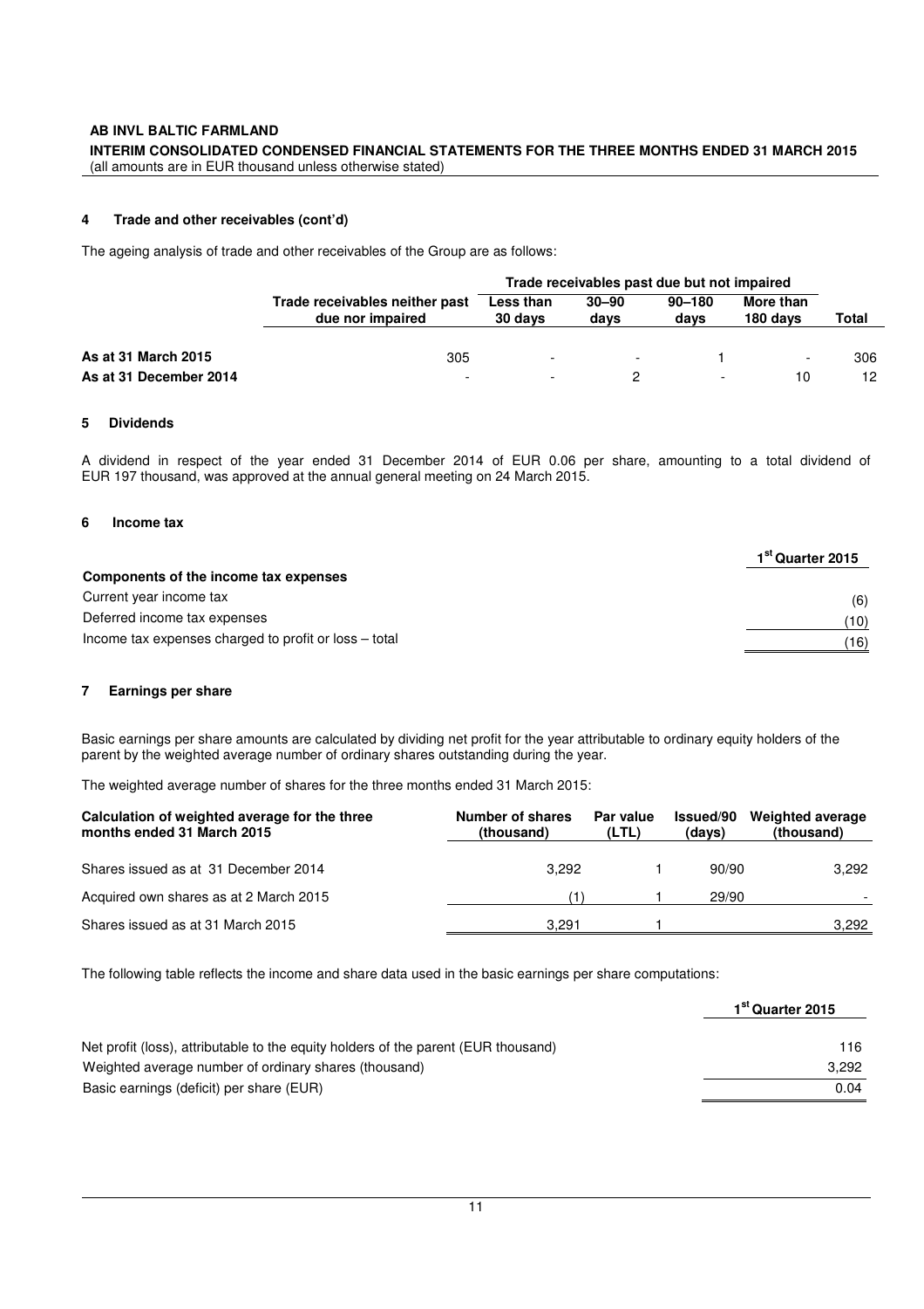#### 4 Trade and other receivables (cont'd)

The ageing analysis of trade and other receivables of the Group are as follows:

| | Trade receivables neither past due nor impaired | Trade receivables past due but not impaired | | | | Total |
|---|---|---|---|---|---|---|
| | | Less than 30 days | 30–90 days | 90–180 days | More than 180 days | |
| **As at 31 March 2015** | 305 | - | - | 1 | - | 306 |
| **As at 31 December 2014** | - | - | 2 | - | 10 | 12 |

#### 5 Dividends

A dividend in respect of the year ended 31 December 2014 of EUR 0.06 per share, amounting to a total dividend of EUR 197 thousand, was approved at the annual general meeting on 24 March 2015.

#### 6 Income tax

| | 1st Quarter 2015 |
|---|---|
| **Components of the income tax expenses** | |
| Current year income tax | (6) |
| Deferred income tax expenses | (10) |
| Income tax expenses charged to profit or loss – total | (16) |

#### 7 Earnings per share

Basic earnings per share amounts are calculated by dividing net profit for the year attributable to ordinary equity holders of the parent by the weighted average number of ordinary shares outstanding during the year.

The weighted average number of shares for the three months ended 31 March 2015:

| Calculation of weighted average for the three months ended 31 March 2015 | Number of shares (thousand) | Par value (LTL) | Issued/90 (days) | Weighted average (thousand) |
|---|---|---|---|---|
| Shares issued as at 31 December 2014 | 3,292 | 1 | 90/90 | 3,292 |
| Acquired own shares as at 2 March 2015 | (1) | 1 | 29/90 | - |
| Shares issued as at 31 March 2015 | 3,291 | 1 | | 3,292 |

The following table reflects the income and share data used in the basic earnings per share computations:

| | 1st Quarter 2015 |
|---|---|
| Net profit (loss), attributable to the equity holders of the parent (EUR thousand) | 116 |
| Weighted average number of ordinary shares (thousand) | 3,292 |
| Basic earnings (deficit) per share (EUR) | 0.04 |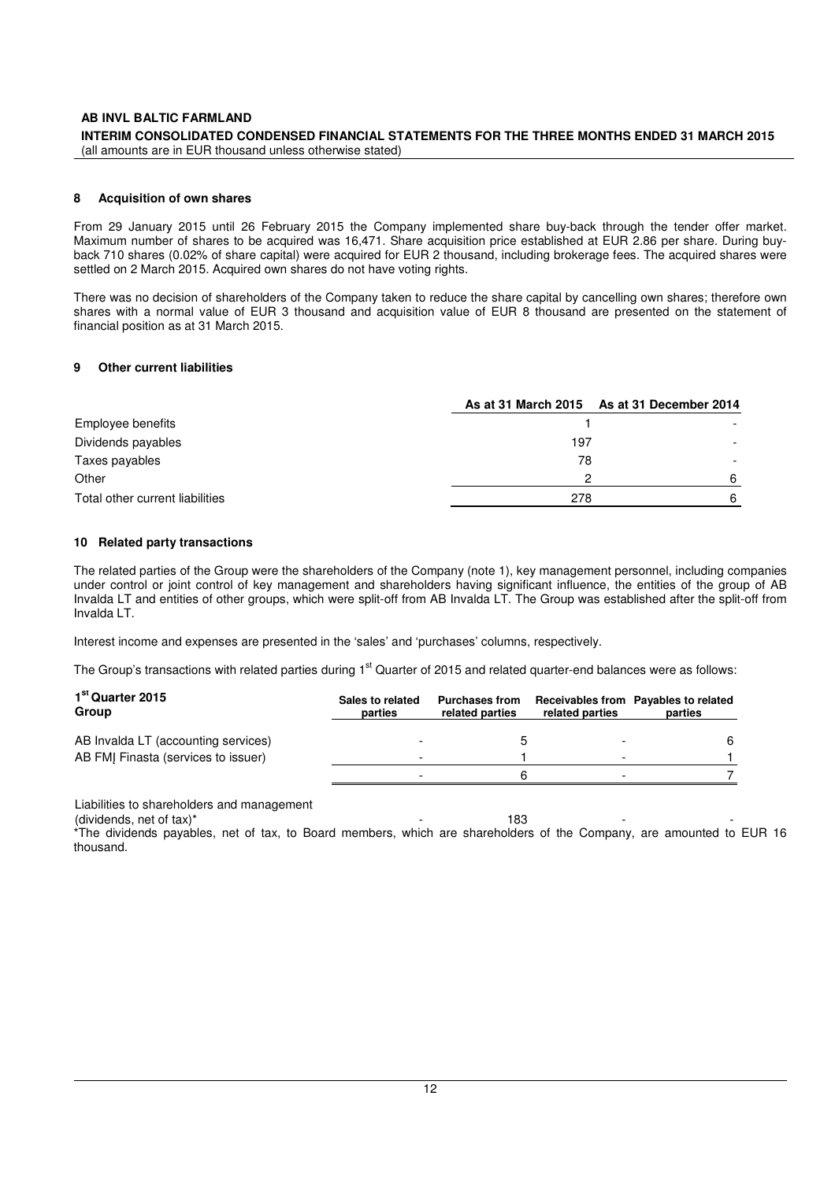## 8 Acquisition of own shares

From 29 January 2015 until 26 February 2015 the Company implemented share buy-back through the tender offer market. Maximum number of shares to be acquired was 16,471. Share acquisition price established at EUR 2.86 per share. During buy-back 710 shares (0.02% of share capital) were acquired for EUR 2 thousand, including brokerage fees. The acquired shares were settled on 2 March 2015. Acquired own shares do not have voting rights.

There was no decision of shareholders of the Company taken to reduce the share capital by cancelling own shares; therefore own shares with a normal value of EUR 3 thousand and acquisition value of EUR 8 thousand are presented on the statement of financial position as at 31 March 2015.

## 9 Other current liabilities

| | As at 31 March 2015 | As at 31 December 2014 |
|---|---|---|
| Employee benefits | 1 | - |
| Dividends payables | 197 | - |
| Taxes payables | 78 | - |
| Other | 2 | 6 |
| Total other current liabilities | 278 | 6 |

## 10 Related party transactions

The related parties of the Group were the shareholders of the Company (note 1), key management personnel, including companies under control or joint control of key management and shareholders having significant influence, the entities of the group of AB Invalda LT and entities of other groups, which were split-off from AB Invalda LT. The Group was established after the split-off from Invalda LT.

Interest income and expenses are presented in the 'sales' and 'purchases' columns, respectively.

The Group's transactions with related parties during 1st Quarter of 2015 and related quarter-end balances were as follows:

| 1st Quarter 2015 Group | Sales to related parties | Purchases from related parties | Receivables from related parties | Payables to related parties |
|---|---|---|---|---|
| AB Invalda LT (accounting services) | - | 5 | - | 6 |
| AB FMĮ Finasta (services to issuer) | - | 1 | - | 1 |
| | - | 6 | - | 7 |
| Liabilities to shareholders and management (dividends, net of tax)* | - | 183 | - | - |

*The dividends payables, net of tax, to Board members, which are shareholders of the Company, are amounted to EUR 16 thousand.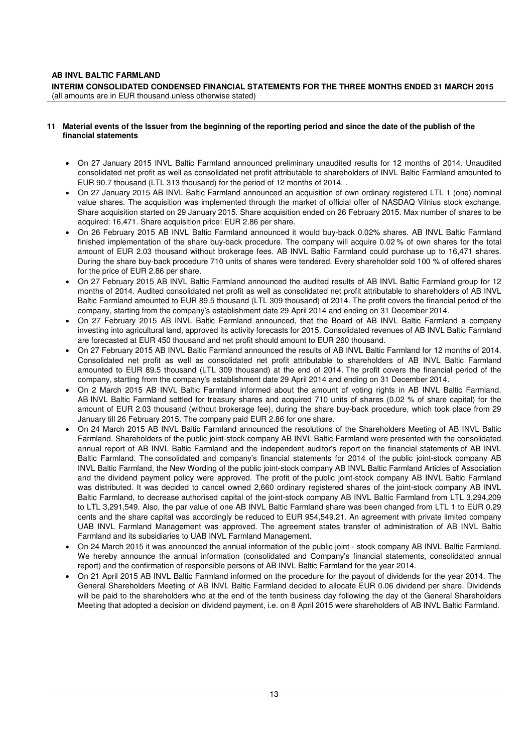## 11 Material events of the Issuer from the beginning of the reporting period and since the date of the publish of the financial statements

- On 27 January 2015 INVL Baltic Farmland announced preliminary unaudited results for 12 months of 2014. Unaudited consolidated net profit as well as consolidated net profit attributable to shareholders of INVL Baltic Farmland amounted to EUR 90.7 thousand (LTL 313 thousand) for the period of 12 months of 2014. .
- On 27 January 2015 AB INVL Baltic Farmland announced an acquisition of own ordinary registered LTL 1 (one) nominal value shares. The acquisition was implemented through the market of official offer of NASDAQ Vilnius stock exchange. Share acquisition started on 29 January 2015. Share acquisition ended on 26 February 2015. Max number of shares to be acquired: 16,471. Share acquisition price: EUR 2.86 per share.
- On 26 February 2015 AB INVL Baltic Farmland announced it would buy-back 0.02% shares. AB INVL Baltic Farmland finished implementation of the share buy-back procedure. The company will acquire 0.02 % of own shares for the total amount of EUR 2.03 thousand without brokerage fees. AB INVL Baltic Farmland could purchase up to 16,471 shares. During the share buy-back procedure 710 units of shares were tendered. Every shareholder sold 100 % of offered shares for the price of EUR 2.86 per share.
- On 27 February 2015 AB INVL Baltic Farmland announced the audited results of AB INVL Baltic Farmland group for 12 months of 2014. Audited consolidated net profit as well as consolidated net profit attributable to shareholders of AB INVL Baltic Farmland amounted to EUR 89.5 thousand (LTL 309 thousand) of 2014. The profit covers the financial period of the company, starting from the company's establishment date 29 April 2014 and ending on 31 December 2014.
- On 27 February 2015 AB INVL Baltic Farmland announced, that the Board of AB INVL Baltic Farmland a company investing into agricultural land, approved its activity forecasts for 2015. Consolidated revenues of AB INVL Baltic Farmland are forecasted at EUR 450 thousand and net profit should amount to EUR 260 thousand.
- On 27 February 2015 AB INVL Baltic Farmland announced the results of AB INVL Baltic Farmland for 12 months of 2014. Consolidated net profit as well as consolidated net profit attributable to shareholders of AB INVL Baltic Farmland amounted to EUR 89.5 thousand (LTL 309 thousand) at the end of 2014. The profit covers the financial period of the company, starting from the company's establishment date 29 April 2014 and ending on 31 December 2014.
- On 2 March 2015 AB INVL Baltic Farmland informed about the amount of voting rights in AB INVL Baltic Farmland. AB INVL Baltic Farmland settled for treasury shares and acquired 710 units of shares (0.02 % of share capital) for the amount of EUR 2.03 thousand (without brokerage fee), during the share buy-back procedure, which took place from 29 January till 26 February 2015. The company paid EUR 2.86 for one share.
- On 24 March 2015 AB INVL Baltic Farmland announced the resolutions of the Shareholders Meeting of AB INVL Baltic Farmland. Shareholders of the public joint-stock company AB INVL Baltic Farmland were presented with the consolidated annual report of AB INVL Baltic Farmland and the independent auditor's report on the financial statements of AB INVL Baltic Farmland. The consolidated and company's financial statements for 2014 of the public joint-stock company AB INVL Baltic Farmland, the New Wording of the public joint-stock company AB INVL Baltic Farmland Articles of Association and the dividend payment policy were approved. The profit of the public joint-stock company AB INVL Baltic Farmland was distributed. It was decided to cancel owned 2,660 ordinary registered shares of the joint-stock company AB INVL Baltic Farmland, to decrease authorised capital of the joint-stock company AB INVL Baltic Farmland from LTL 3,294,209 to LTL 3,291,549. Also, the par value of one AB INVL Baltic Farmland share was been changed from LTL 1 to EUR 0.29 cents and the share capital was accordingly be reduced to EUR 954,549.21. An agreement with private limited company UAB INVL Farmland Management was approved. The agreement states transfer of administration of AB INVL Baltic Farmland and its subsidiaries to UAB INVL Farmland Management.
- On 24 March 2015 it was announced the annual information of the public joint - stock company AB INVL Baltic Farmland. We hereby announce the annual information (consolidated and Company's financial statements, consolidated annual report) and the confirmation of responsible persons of AB INVL Baltic Farmland for the year 2014.
- On 21 April 2015 AB INVL Baltic Farmland informed on the procedure for the payout of dividends for the year 2014. The General Shareholders Meeting of AB INVL Baltic Farmland decided to allocate EUR 0.06 dividend per share. Dividends will be paid to the shareholders who at the end of the tenth business day following the day of the General Shareholders Meeting that adopted a decision on dividend payment, i.e. on 8 April 2015 were shareholders of AB INVL Baltic Farmland.